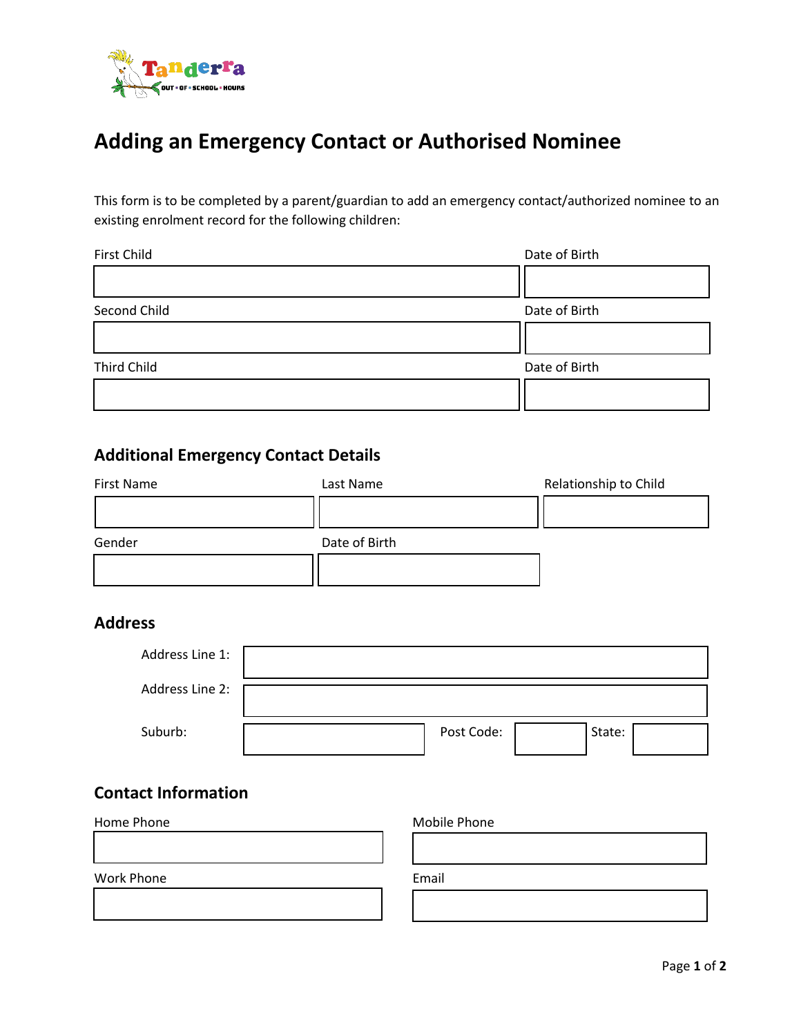Tanderra

OUT • OF • SCHOOL • HOURS

# Adding an Emergency Contact or Authorised Nominee

This form is to be completed by a parent/guardian to add an emergency contact/authorized nominee to an existing enrolment record for the following children:

| First Child | Date of Birth |
|---|---|
| | |
| **Second Child** | **Date of Birth** |
| | |
| **Third Child** | **Date of Birth** |
| | |

## Additional Emergency Contact Details

| First Name | Last Name | Relationship to Child |
|---|---|---|
| | | |
| **Gender** | **Date of Birth** | |
| | | |

## Address

| | | | | | |
|---|---|---|---|---|---|
| Address Line 1: | | | | | |
| Address Line 2: | | | | | |
| Suburb: | | Post Code: | | State: | |

## Contact Information

| Home Phone | Mobile Phone |
|---|---|
| | |
| **Work Phone** | **Email** |
| | |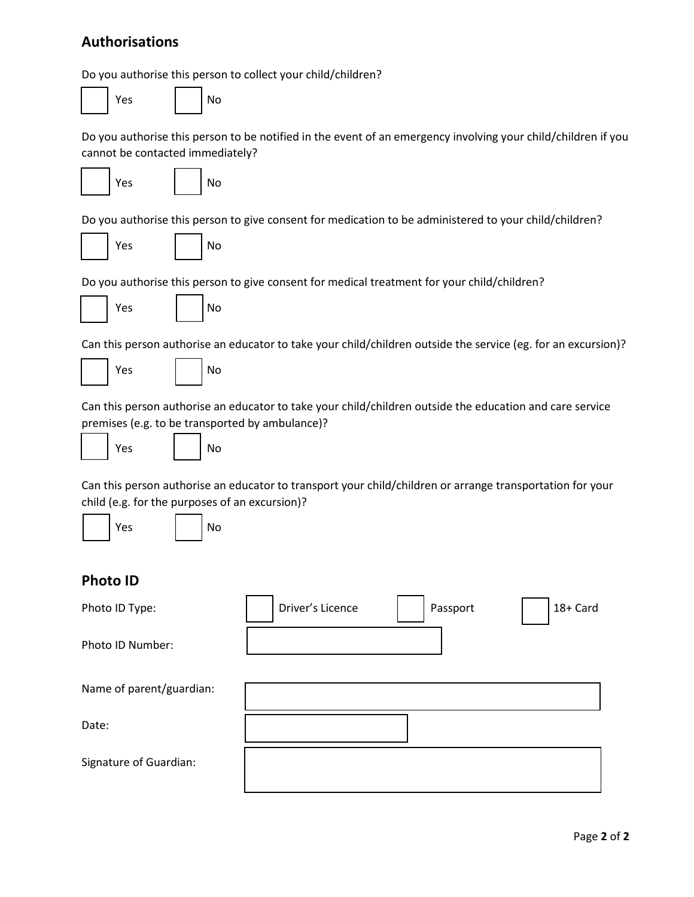## Authorisations

Do you authorise this person to collect your child/children?

☐ Yes ☐ No

Do you authorise this person to be notified in the event of an emergency involving your child/children if you cannot be contacted immediately?

☐ Yes ☐ No

Do you authorise this person to give consent for medication to be administered to your child/children?

☐ Yes ☐ No

Do you authorise this person to give consent for medical treatment for your child/children?

☐ Yes ☐ No

Can this person authorise an educator to take your child/children outside the service (eg. for an excursion)?

☐ Yes ☐ No

Can this person authorise an educator to take your child/children outside the education and care service premises (e.g. to be transported by ambulance)?

☐ Yes ☐ No

Can this person authorise an educator to transport your child/children or arrange transportation for your child (e.g. for the purposes of an excursion)?

☐ Yes ☐ No

## Photo ID

Photo ID Type: ☐ Driver's Licence ☐ Passport ☐ 18+ Card

Photo ID Number: \_\_\_\_\_\_\_\_\_\_

Name of parent/guardian: \_\_\_\_\_\_\_\_\_\_

Date: \_\_\_\_\_\_\_\_\_\_

Signature of Guardian: \_\_\_\_\_\_\_\_\_\_